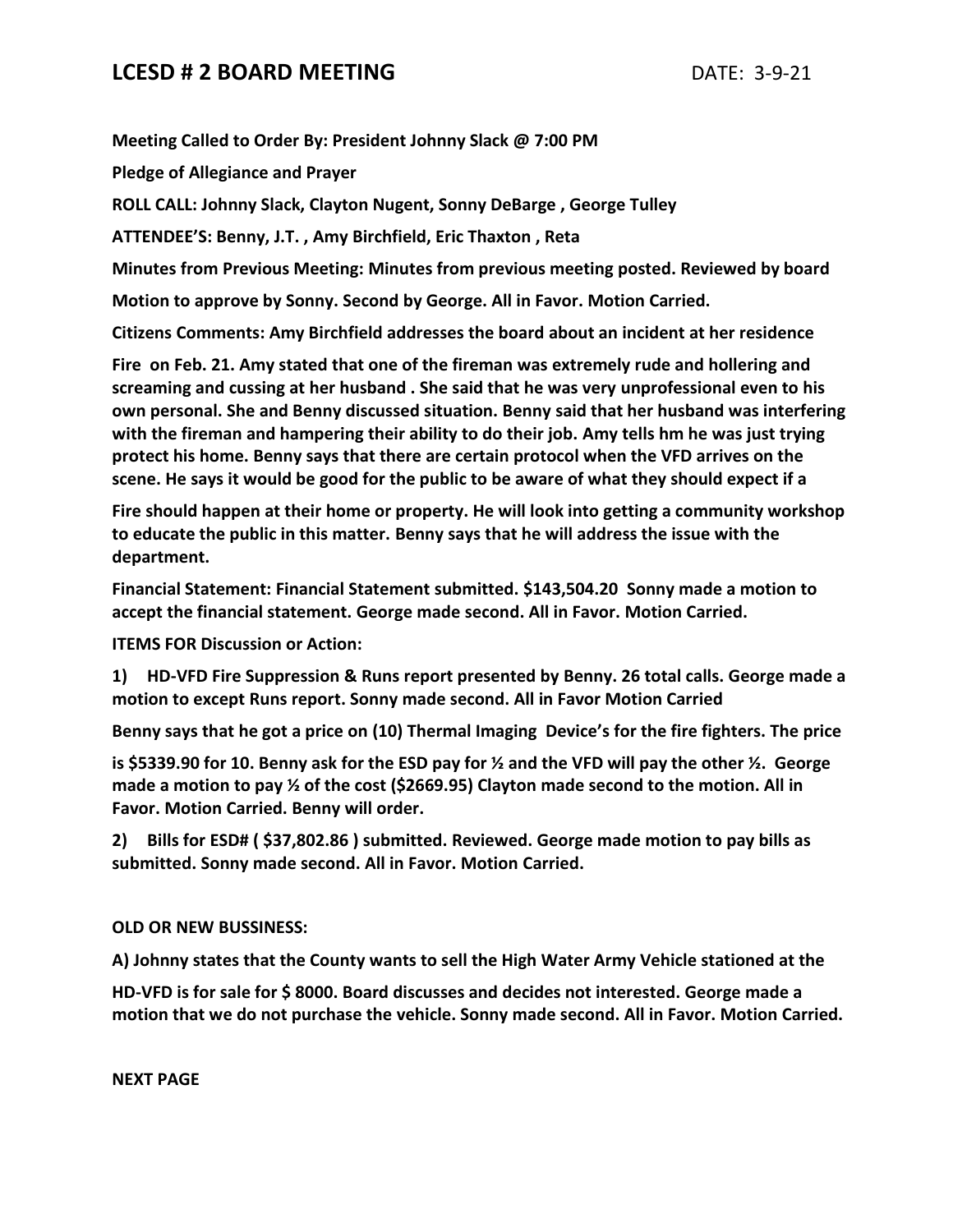# LCESD # 2 BOARD MEETING

DATE: 3-9-21

**Meeting Called to Order By: President Johnny Slack @ 7:00 PM**

**Pledge of Allegiance and Prayer**

**ROLL CALL: Johnny Slack, Clayton Nugent, Sonny DeBarge , George Tulley**

**ATTENDEE'S: Benny, J.T. , Amy Birchfield, Eric Thaxton , Reta**

**Minutes from Previous Meeting: Minutes from previous meeting posted. Reviewed by board**

**Motion to approve by Sonny. Second by George. All in Favor. Motion Carried.**

**Citizens Comments: Amy Birchfield addresses the board about an incident at her residence**

**Fire on Feb. 21. Amy stated that one of the fireman was extremely rude and hollering and screaming and cussing at her husband . She said that he was very unprofessional even to his own personal. She and Benny discussed situation. Benny said that her husband was interfering with the fireman and hampering their ability to do their job. Amy tells hm he was just trying protect his home. Benny says that there are certain protocol when the VFD arrives on the scene. He says it would be good for the public to be aware of what they should expect if a**

**Fire should happen at their home or property. He will look into getting a community workshop to educate the public in this matter. Benny says that he will address the issue with the department.**

**Financial Statement: Financial Statement submitted. $143,504.20 Sonny made a motion to accept the financial statement. George made second. All in Favor. Motion Carried.**

**ITEMS FOR Discussion or Action:**

**1) HD-VFD Fire Suppression & Runs report presented by Benny. 26 total calls. George made a motion to except Runs report. Sonny made second. All in Favor Motion Carried**

**Benny says that he got a price on (10) Thermal Imaging Device's for the fire fighters. The price**

**is $5339.90 for 10. Benny ask for the ESD pay for ½ and the VFD will pay the other ½. George made a motion to pay ½ of the cost ($2669.95) Clayton made second to the motion. All in Favor. Motion Carried. Benny will order.**

**2) Bills for ESD# ( $37,802.86 ) submitted. Reviewed. George made motion to pay bills as submitted. Sonny made second. All in Favor. Motion Carried.**

**OLD OR NEW BUSSINESS:**

**A) Johnny states that the County wants to sell the High Water Army Vehicle stationed at the**

**HD-VFD is for sale for $ 8000. Board discusses and decides not interested. George made a motion that we do not purchase the vehicle. Sonny made second. All in Favor. Motion Carried.**

**NEXT PAGE**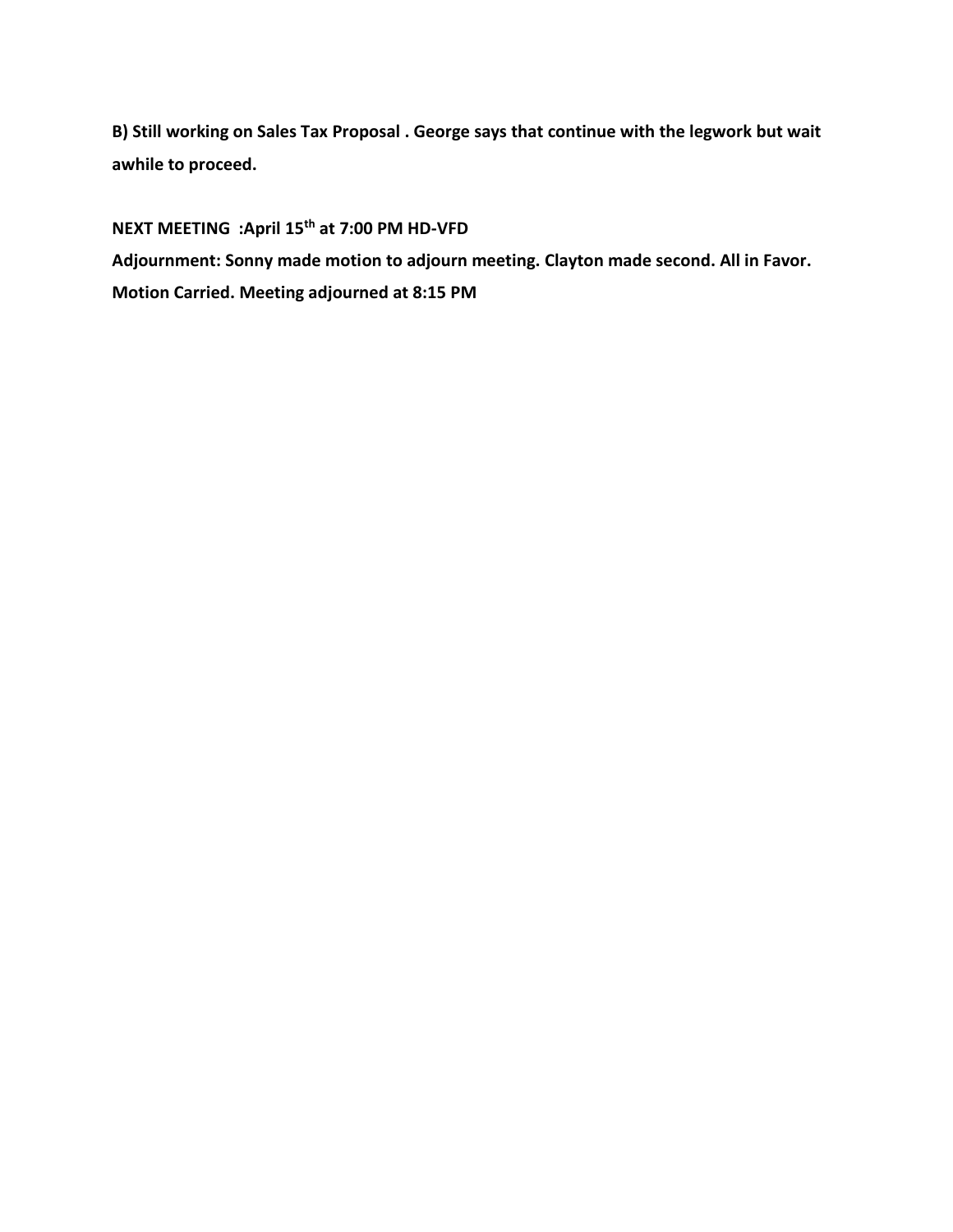**B) Still working on Sales Tax Proposal . George says that continue with the legwork but wait awhile to proceed.**

**NEXT MEETING :April 15th at 7:00 PM HD-VFD**

**Adjournment: Sonny made motion to adjourn meeting. Clayton made second. All in Favor. Motion Carried. Meeting adjourned at 8:15 PM**